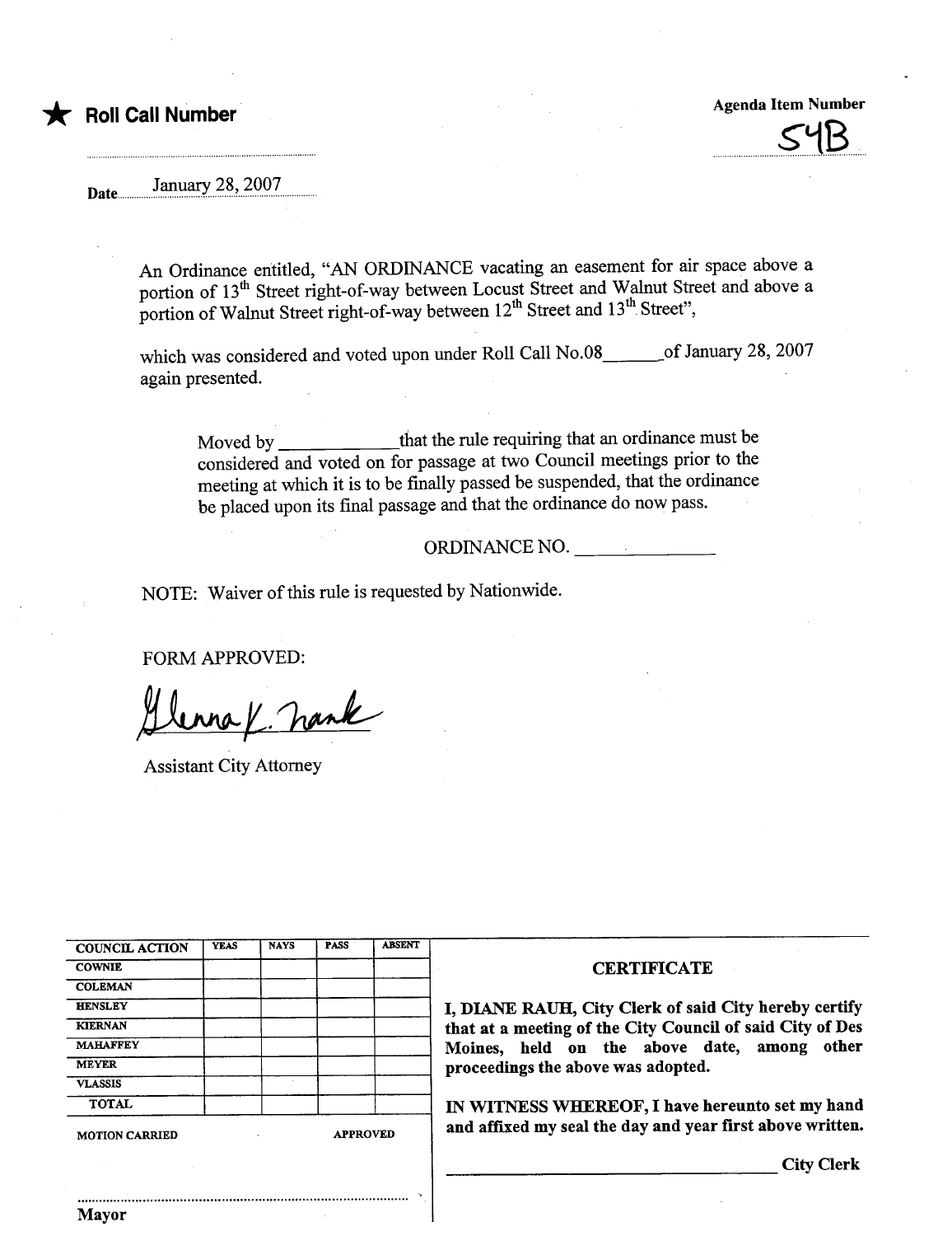★ **Roll Call Number**

**Agenda Item Number**

54B

Date January 28, 2007

An Ordinance entitled, "AN ORDINANCE vacating an easement for air space above a portion of 13th Street right-of-way between Locust Street and Walnut Street and above a portion of Walnut Street right-of-way between 12th Street and 13th Street",

which was considered and voted upon under Roll Call No.08______of January 28, 2007 again presented.

> Moved by ____________that the rule requiring that an ordinance must be considered and voted on for passage at two Council meetings prior to the meeting at which it is to be finally passed be suspended, that the ordinance be placed upon its final passage and that the ordinance do now pass.

ORDINANCE NO. ______________

NOTE: Waiver of this rule is requested by Nationwide.

FORM APPROVED:

Glenna K. Frank

Assistant City Attorney

| COUNCIL ACTION | YEAS | NAYS | PASS | ABSENT |
|---|---|---|---|---|
| COWNIE | | | | |
| COLEMAN | | | | |
| HENSLEY | | | | |
| KIERNAN | | | | |
| MAHAFFEY | | | | |
| MEYER | | | | |
| VLASSIS | | | | |
| TOTAL | | | | |

MOTION CARRIED APPROVED

Mayor

**CERTIFICATE**

**I, DIANE RAUH, City Clerk of said City hereby certify that at a meeting of the City Council of said City of Des Moines, held on the above date, among other proceedings the above was adopted.**

**IN WITNESS WHEREOF, I have hereunto set my hand and affixed my seal the day and year first above written.**

______________________________ **City Clerk**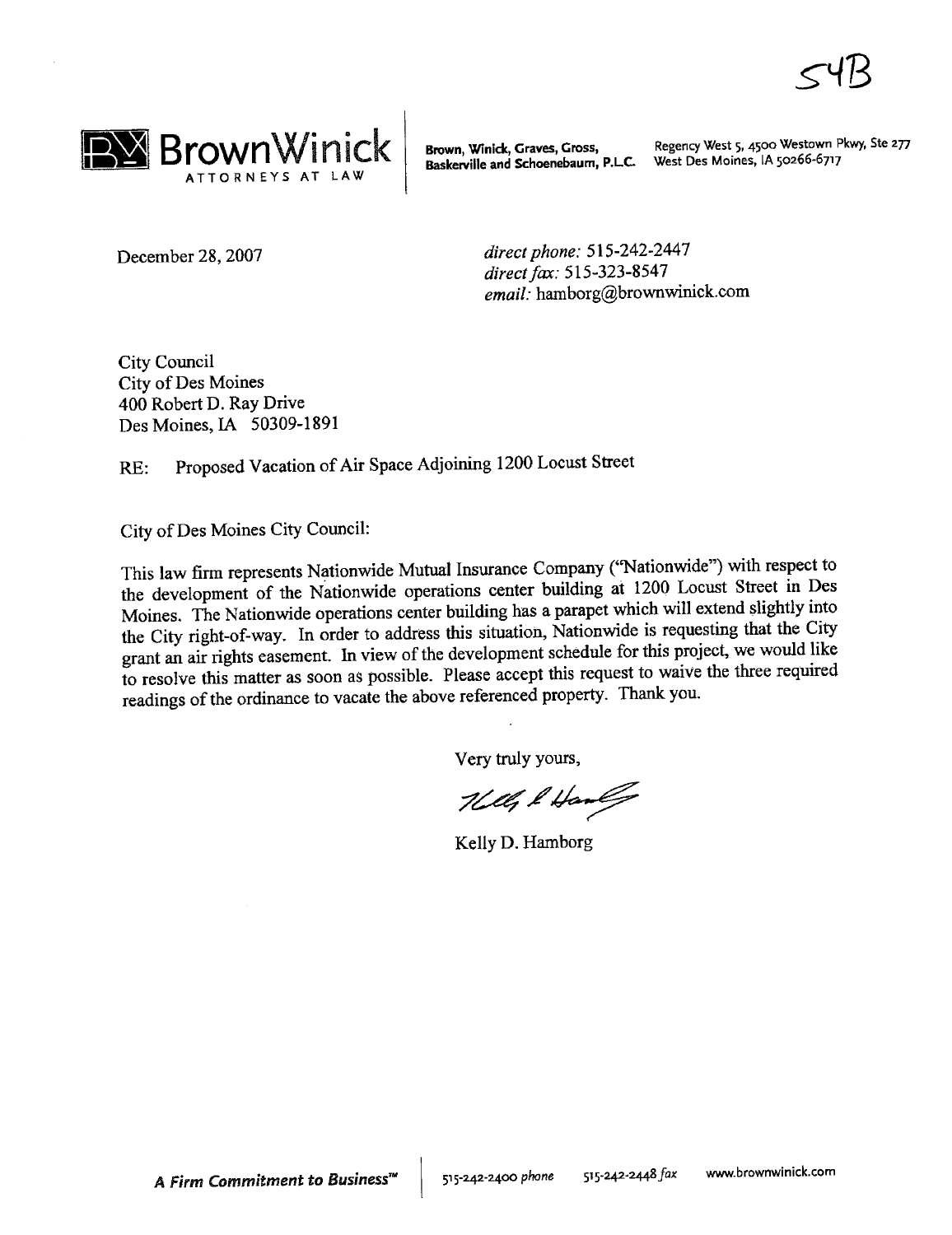54B

**BrownWinick**
ATTORNEYS AT LAW

**Brown, Winick, Graves, Gross, Baskerville and Schoenebaum, P.L.C.**

Regency West 5, 4500 Westown Pkwy, Ste 277
West Des Moines, IA 50266-6717

December 28, 2007

*direct phone:* 515-242-2447
*direct fax:* 515-323-8547
*email:* hamborg@brownwinick.com

City Council
City of Des Moines
400 Robert D. Ray Drive
Des Moines, IA 50309-1891

RE: Proposed Vacation of Air Space Adjoining 1200 Locust Street

City of Des Moines City Council:

This law firm represents Nationwide Mutual Insurance Company ("Nationwide") with respect to the development of the Nationwide operations center building at 1200 Locust Street in Des Moines. The Nationwide operations center building has a parapet which will extend slightly into the City right-of-way. In order to address this situation, Nationwide is requesting that the City grant an air rights easement. In view of the development schedule for this project, we would like to resolve this matter as soon as possible. Please accept this request to waive the three required readings of the ordinance to vacate the above referenced property. Thank you.

Very truly yours,

Kelly D. Hamborg

***A Firm Commitment to Business™*** 515-242-2400 *phone* 515-242-2448 *fax* www.brownwinick.com